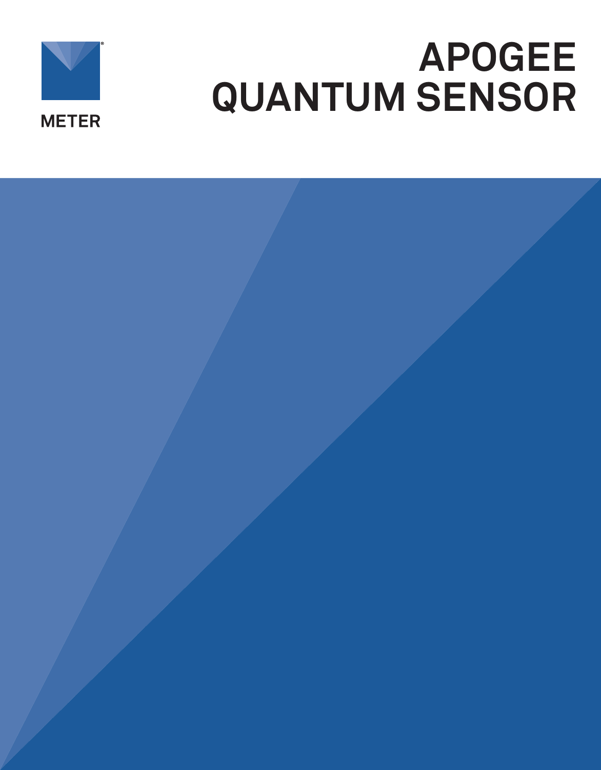METER

# APOGEE QUANTUM SENSOR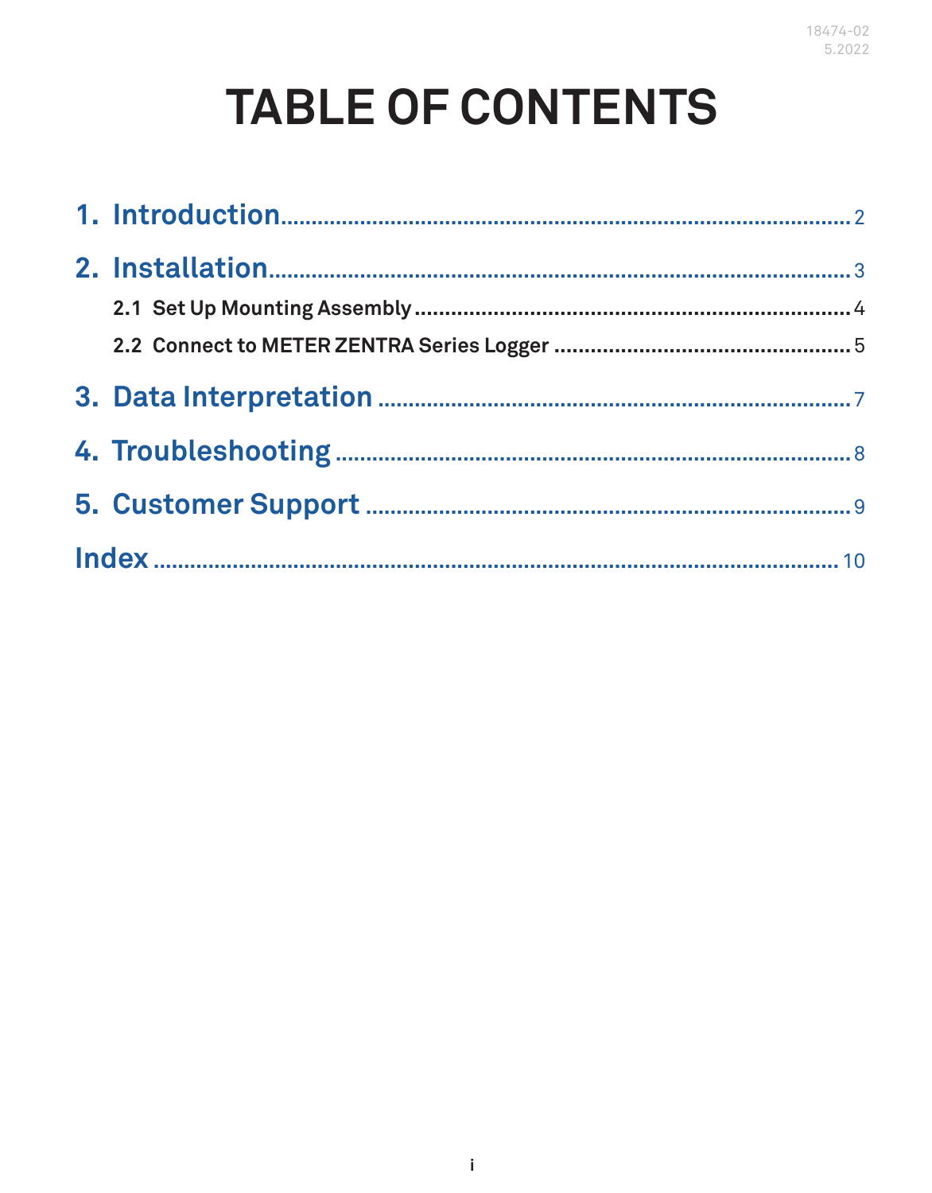# TABLE OF CONTENTS

1. Introduction .......... 2
2. Installation .......... 3
   - 2.1 Set Up Mounting Assembly .......... 4
   - 2.2 Connect to METER ZENTRA Series Logger .......... 5
3. Data Interpretation .......... 7
4. Troubleshooting .......... 8
5. Customer Support .......... 9

Index .......... 10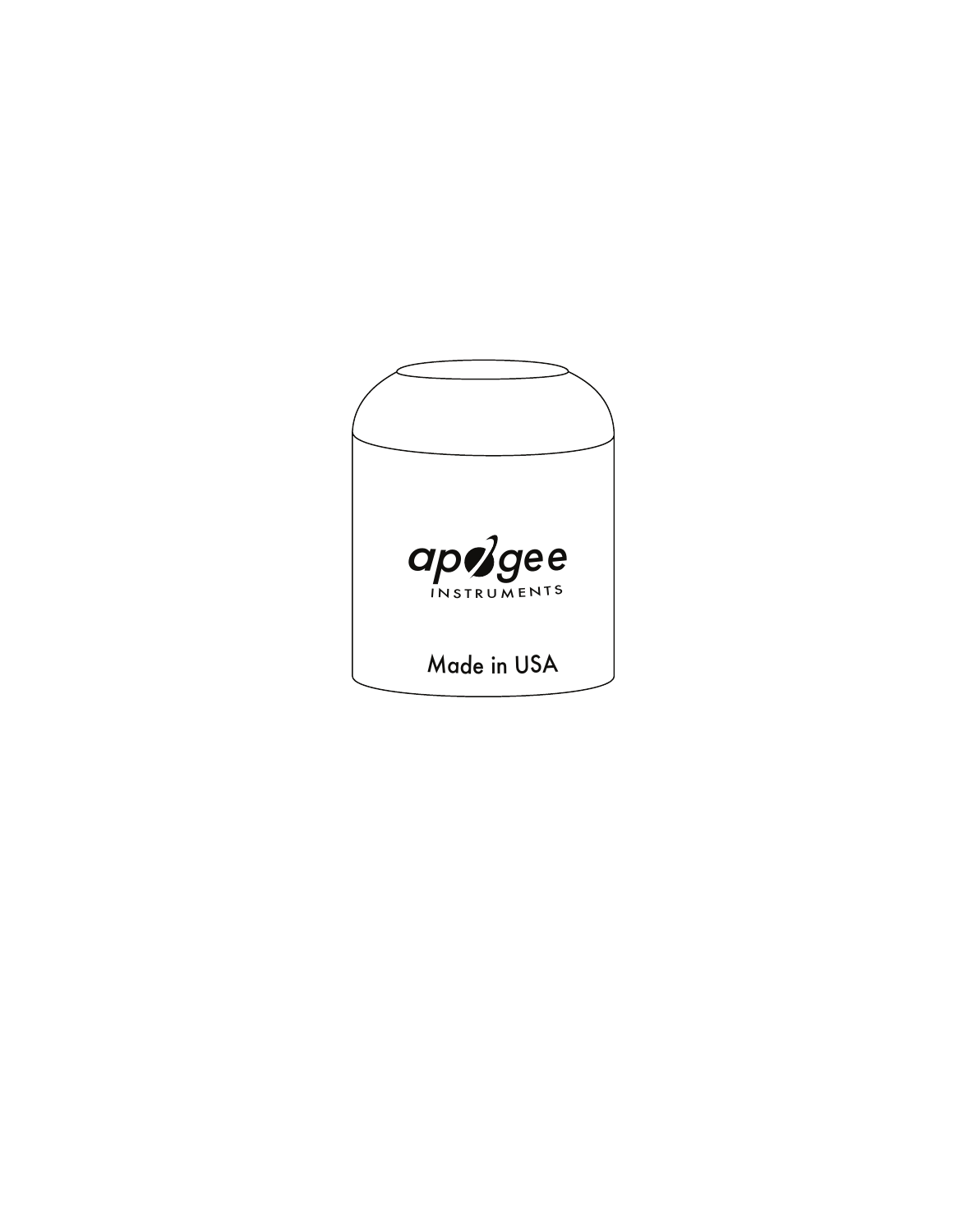apogee
INSTRUMENTS

Made in USA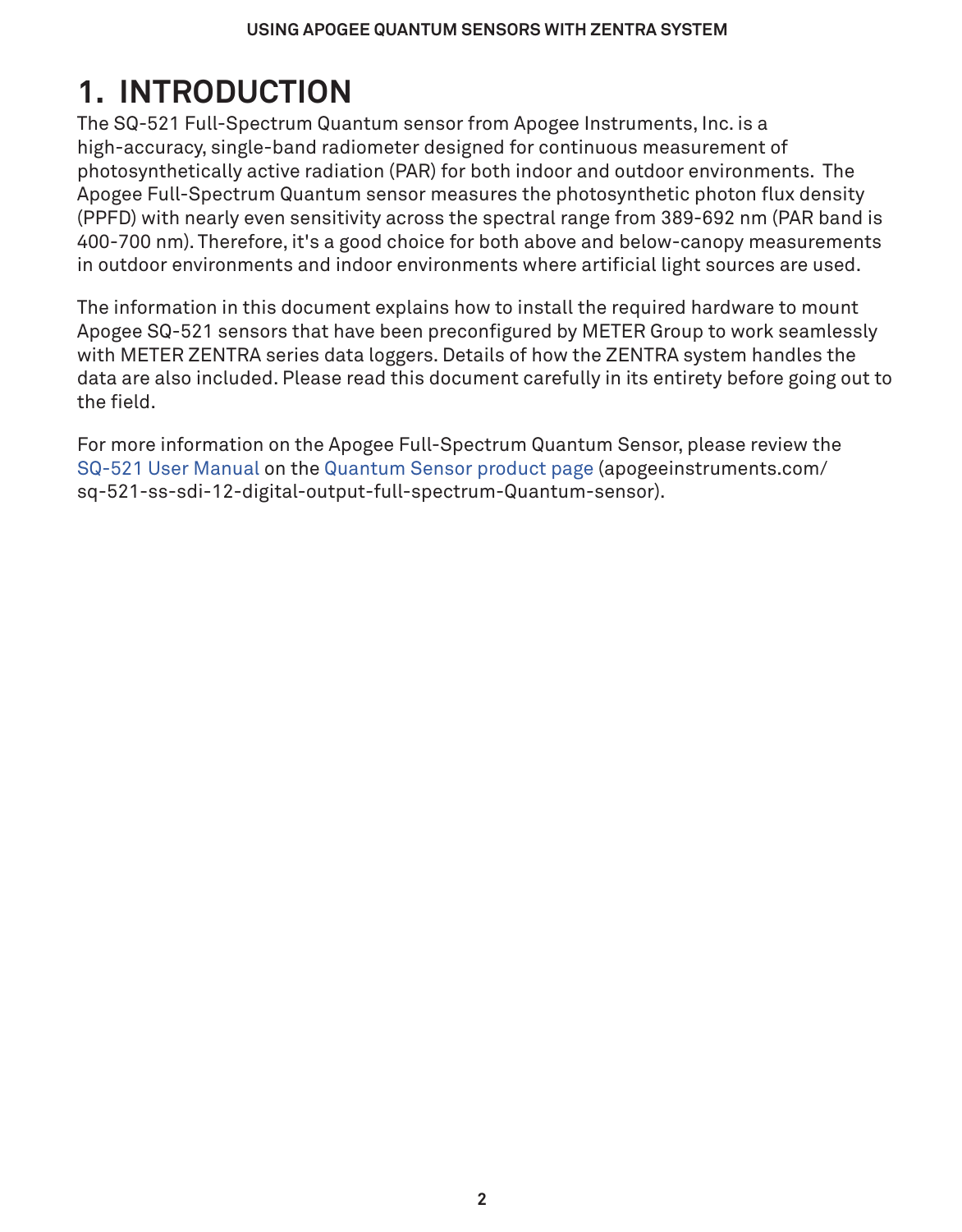# 1. INTRODUCTION

The SQ-521 Full-Spectrum Quantum sensor from Apogee Instruments, Inc. is a high-accuracy, single-band radiometer designed for continuous measurement of photosynthetically active radiation (PAR) for both indoor and outdoor environments. The Apogee Full-Spectrum Quantum sensor measures the photosynthetic photon flux density (PPFD) with nearly even sensitivity across the spectral range from 389-692 nm (PAR band is 400-700 nm). Therefore, it's a good choice for both above and below-canopy measurements in outdoor environments and indoor environments where artificial light sources are used.

The information in this document explains how to install the required hardware to mount Apogee SQ-521 sensors that have been preconfigured by METER Group to work seamlessly with METER ZENTRA series data loggers. Details of how the ZENTRA system handles the data are also included. Please read this document carefully in its entirety before going out to the field.

For more information on the Apogee Full-Spectrum Quantum Sensor, please review the SQ-521 User Manual on the Quantum Sensor product page (apogeeinstruments.com/sq-521-ss-sdi-12-digital-output-full-spectrum-Quantum-sensor).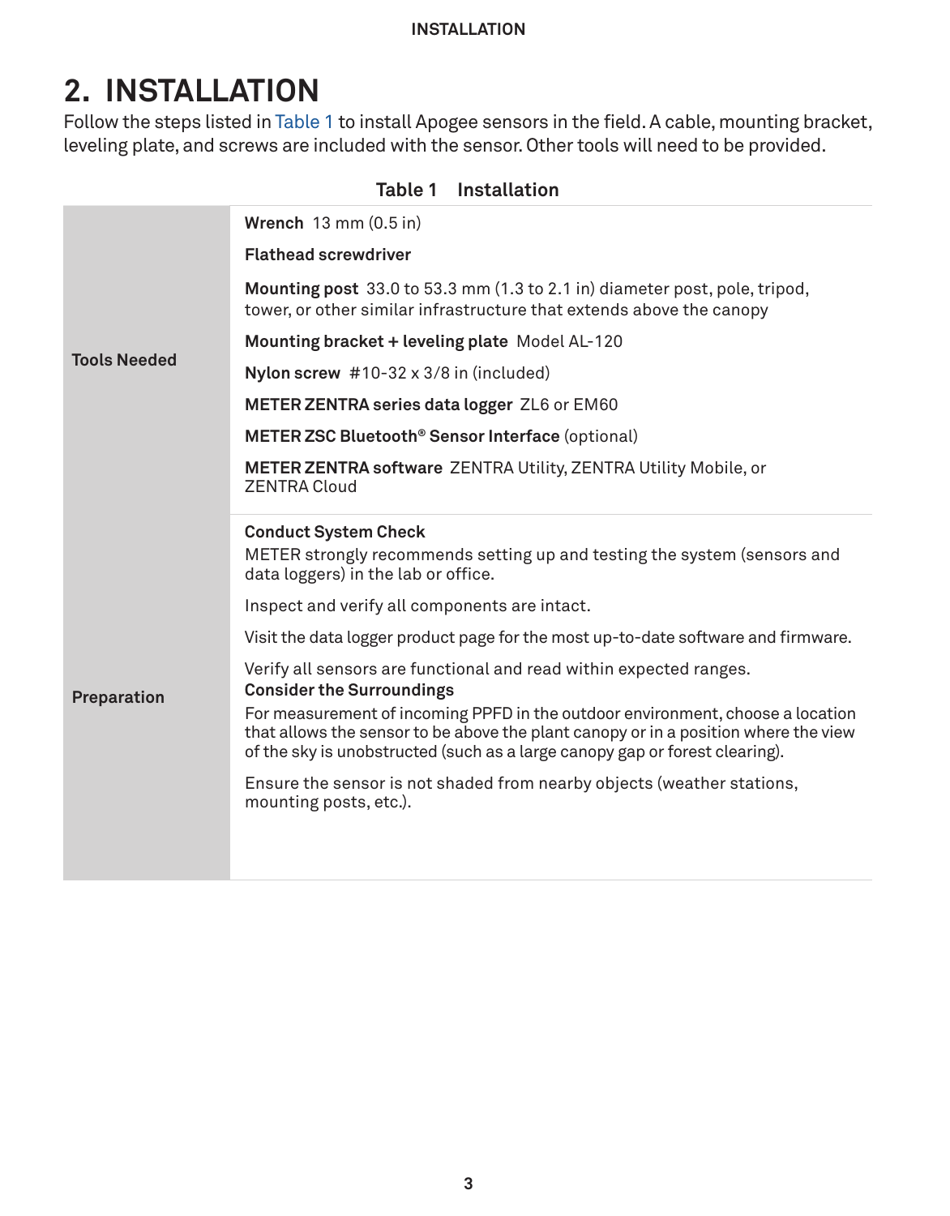# 2. INSTALLATION

Follow the steps listed in Table 1 to install Apogee sensors in the field. A cable, mounting bracket, leveling plate, and screws are included with the sensor. Other tools will need to be provided.

**Table 1 Installation**

| | |
|---|---|
| **Tools Needed** | **Wrench** 13 mm (0.5 in)<br><br>**Flathead screwdriver**<br><br>**Mounting post** 33.0 to 53.3 mm (1.3 to 2.1 in) diameter post, pole, tripod, tower, or other similar infrastructure that extends above the canopy<br><br>**Mounting bracket + leveling plate** Model AL-120<br><br>**Nylon screw** #10-32 x 3/8 in (included)<br><br>**METER ZENTRA series data logger** ZL6 or EM60<br><br>**METER ZSC Bluetooth® Sensor Interface** (optional)<br><br>**METER ZENTRA software** ZENTRA Utility, ZENTRA Utility Mobile, or ZENTRA Cloud |
| **Preparation** | **Conduct System Check**<br>METER strongly recommends setting up and testing the system (sensors and data loggers) in the lab or office.<br><br>Inspect and verify all components are intact.<br><br>Visit the data logger product page for the most up-to-date software and firmware.<br><br>Verify all sensors are functional and read within expected ranges.<br>**Consider the Surroundings**<br>For measurement of incoming PPFD in the outdoor environment, choose a location that allows the sensor to be above the plant canopy or in a position where the view of the sky is unobstructed (such as a large canopy gap or forest clearing).<br><br>Ensure the sensor is not shaded from nearby objects (weather stations, mounting posts, etc.). |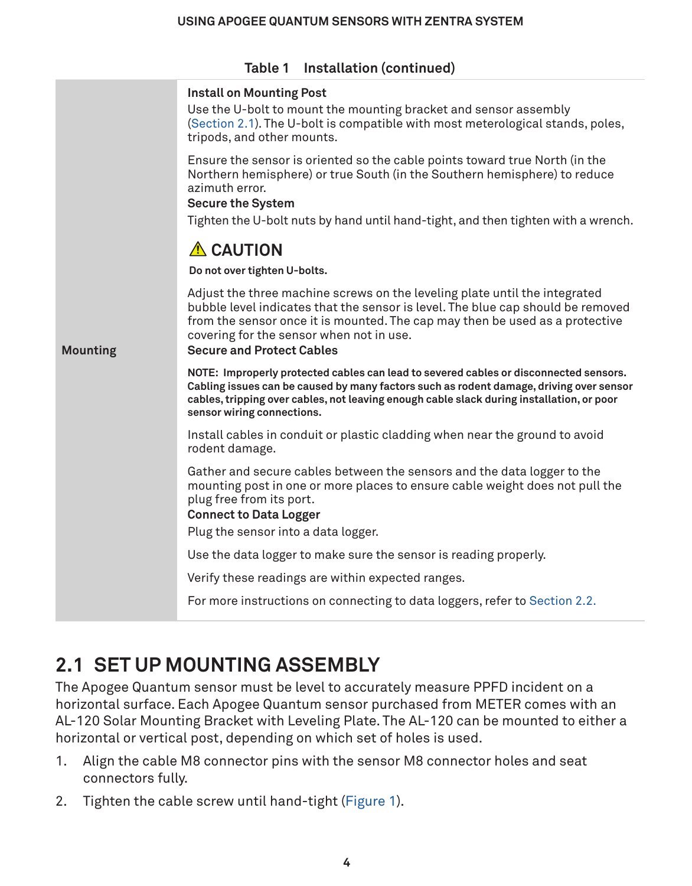**Table 1 Installation (continued)**

| | |
|---|---|
| Mounting | **Install on Mounting Post**<br>Use the U-bolt to mount the mounting bracket and sensor assembly (Section 2.1). The U-bolt is compatible with most meterological stands, poles, tripods, and other mounts.<br><br>Ensure the sensor is oriented so the cable points toward true North (in the Northern hemisphere) or true South (in the Southern hemisphere) to reduce azimuth error.<br>**Secure the System**<br>Tighten the U-bolt nuts by hand until hand-tight, and then tighten with a wrench.<br><br>⚠ **CAUTION**<br>**Do not over tighten U-bolts.**<br><br>Adjust the three machine screws on the leveling plate until the integrated bubble level indicates that the sensor is level. The blue cap should be removed from the sensor once it is mounted. The cap may then be used as a protective covering for the sensor when not in use.<br>**Secure and Protect Cables**<br>**NOTE: Improperly protected cables can lead to severed cables or disconnected sensors. Cabling issues can be caused by many factors such as rodent damage, driving over sensor cables, tripping over cables, not leaving enough cable slack during installation, or poor sensor wiring connections.**<br><br>Install cables in conduit or plastic cladding when near the ground to avoid rodent damage.<br><br>Gather and secure cables between the sensors and the data logger to the mounting post in one or more places to ensure cable weight does not pull the plug free from its port.<br>**Connect to Data Logger**<br>Plug the sensor into a data logger.<br><br>Use the data logger to make sure the sensor is reading properly.<br><br>Verify these readings are within expected ranges.<br><br>For more instructions on connecting to data loggers, refer to Section 2.2. |

## 2.1 SET UP MOUNTING ASSEMBLY

The Apogee Quantum sensor must be level to accurately measure PPFD incident on a horizontal surface. Each Apogee Quantum sensor purchased from METER comes with an AL-120 Solar Mounting Bracket with Leveling Plate. The AL-120 can be mounted to either a horizontal or vertical post, depending on which set of holes is used.

1. Align the cable M8 connector pins with the sensor M8 connector holes and seat connectors fully.
2. Tighten the cable screw until hand-tight (Figure 1).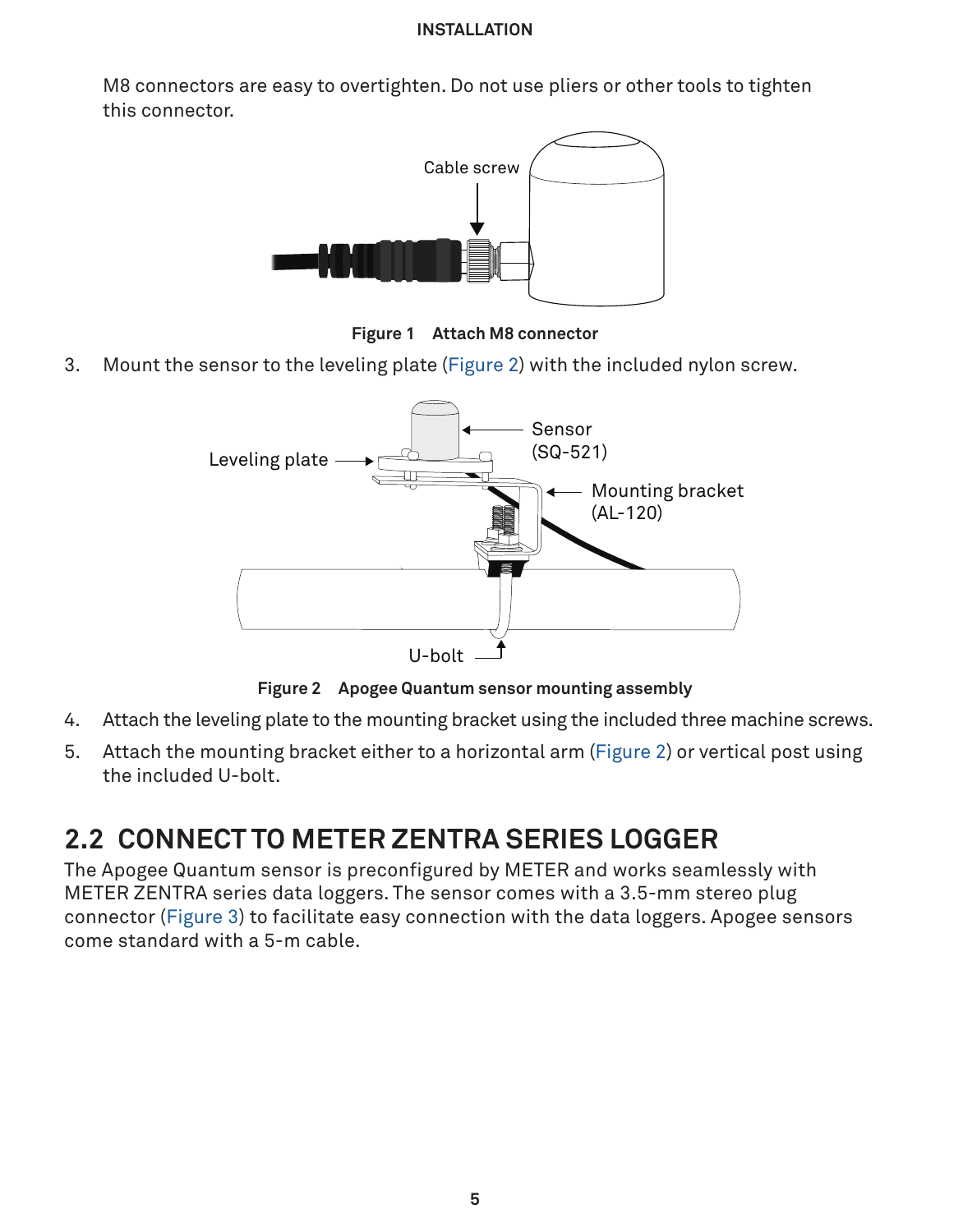M8 connectors are easy to overtighten. Do not use pliers or other tools to tighten this connector.

Figure 1 Attach M8 connector

3. Mount the sensor to the leveling plate (Figure 2) with the included nylon screw.

Figure 2 Apogee Quantum sensor mounting assembly

4. Attach the leveling plate to the mounting bracket using the included three machine screws.
5. Attach the mounting bracket either to a horizontal arm (Figure 2) or vertical post using the included U-bolt.

## 2.2 CONNECT TO METER ZENTRA SERIES LOGGER

The Apogee Quantum sensor is preconfigured by METER and works seamlessly with METER ZENTRA series data loggers. The sensor comes with a 3.5-mm stereo plug connector (Figure 3) to facilitate easy connection with the data loggers. Apogee sensors come standard with a 5-m cable.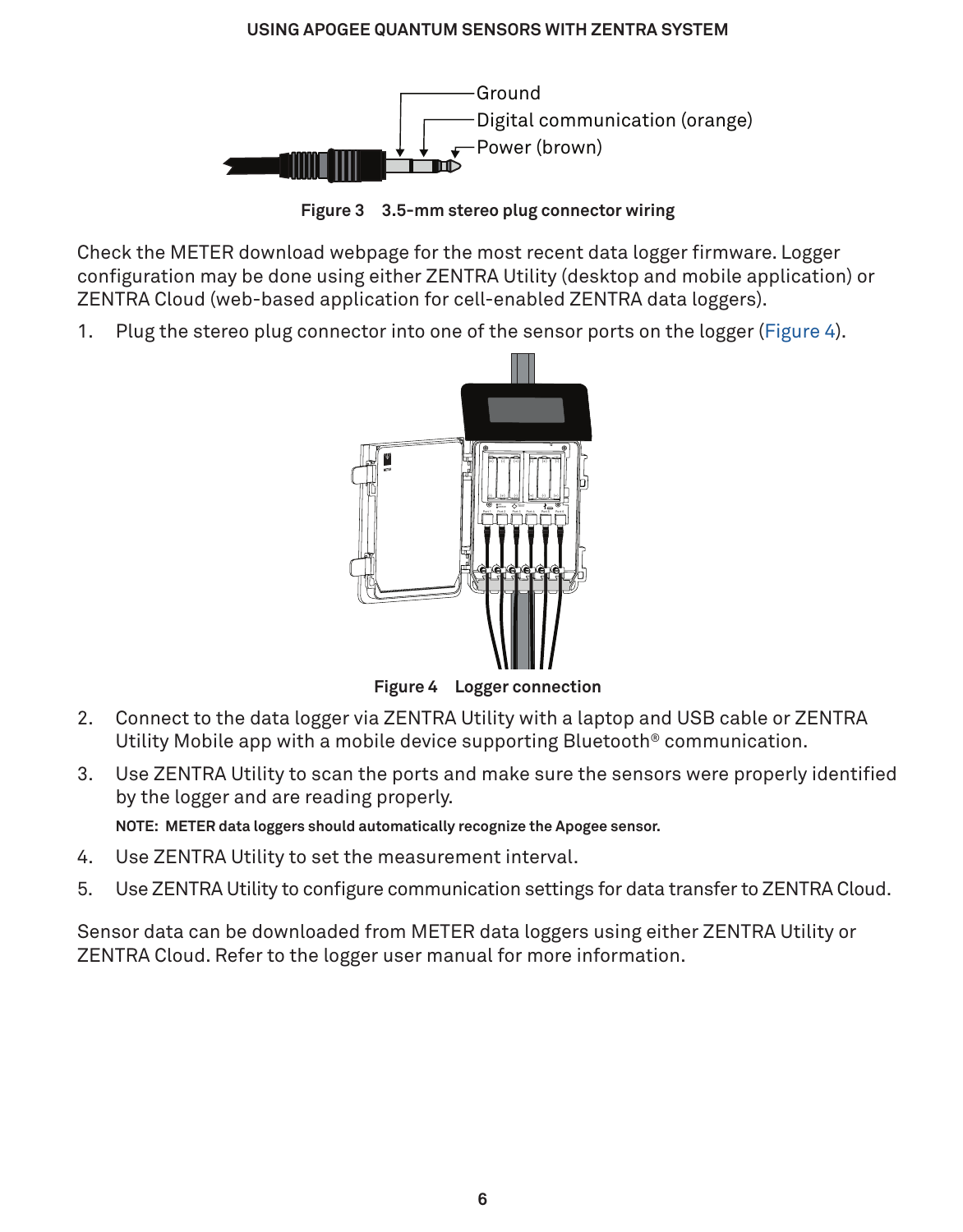Figure 3 3.5-mm stereo plug connector wiring

Check the METER download webpage for the most recent data logger firmware. Logger configuration may be done using either ZENTRA Utility (desktop and mobile application) or ZENTRA Cloud (web-based application for cell-enabled ZENTRA data loggers).

1. Plug the stereo plug connector into one of the sensor ports on the logger (Figure 4).

Figure 4 Logger connection

2. Connect to the data logger via ZENTRA Utility with a laptop and USB cable or ZENTRA Utility Mobile app with a mobile device supporting Bluetooth® communication.
3. Use ZENTRA Utility to scan the ports and make sure the sensors were properly identified by the logger and are reading properly.

   **NOTE: METER data loggers should automatically recognize the Apogee sensor.**

4. Use ZENTRA Utility to set the measurement interval.
5. Use ZENTRA Utility to configure communication settings for data transfer to ZENTRA Cloud.

Sensor data can be downloaded from METER data loggers using either ZENTRA Utility or ZENTRA Cloud. Refer to the logger user manual for more information.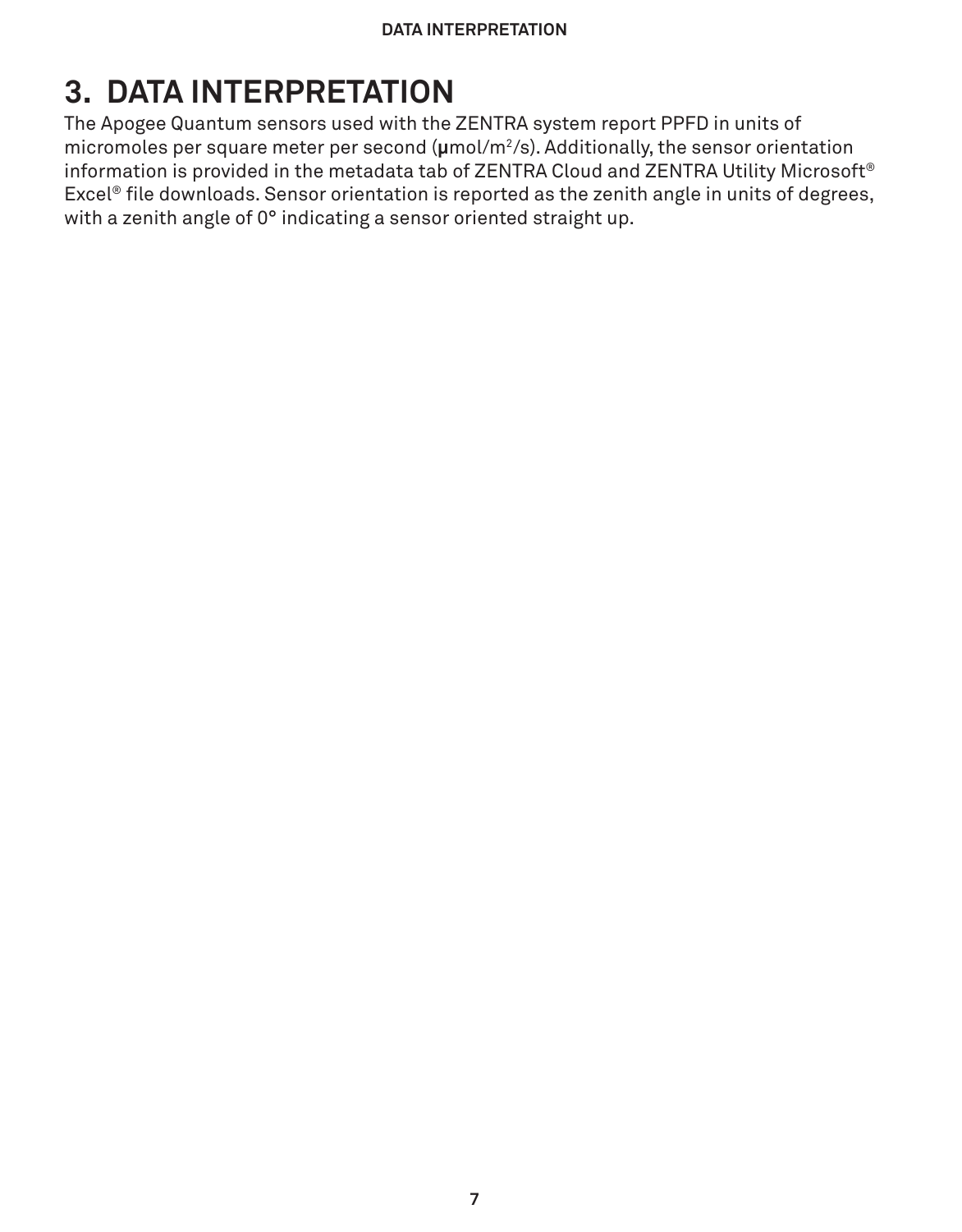# 3. DATA INTERPRETATION

The Apogee Quantum sensors used with the ZENTRA system report PPFD in units of micromoles per square meter per second (μmol/$m^2$/s). Additionally, the sensor orientation information is provided in the metadata tab of ZENTRA Cloud and ZENTRA Utility Microsoft® Excel® file downloads. Sensor orientation is reported as the zenith angle in units of degrees, with a zenith angle of 0° indicating a sensor oriented straight up.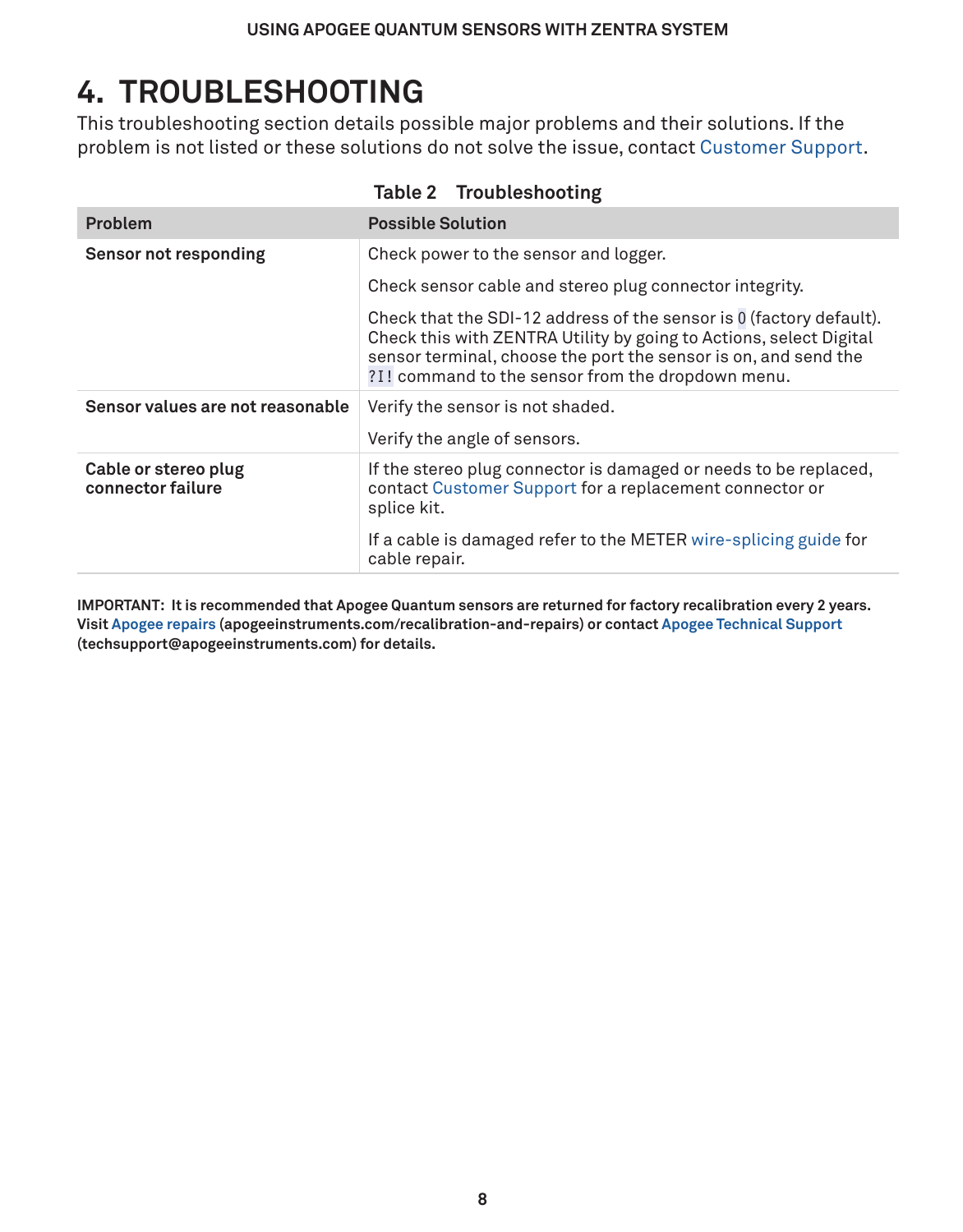# 4. TROUBLESHOOTING

This troubleshooting section details possible major problems and their solutions. If the problem is not listed or these solutions do not solve the issue, contact Customer Support.

**Table 2 Troubleshooting**

| Problem | Possible Solution |
|---|---|
| **Sensor not responding** | Check power to the sensor and logger. |
| | Check sensor cable and stereo plug connector integrity. |
| | Check that the SDI-12 address of the sensor is `0` (factory default). Check this with ZENTRA Utility by going to Actions, select Digital sensor terminal, choose the port the sensor is on, and send the `?I!` command to the sensor from the dropdown menu. |
| **Sensor values are not reasonable** | Verify the sensor is not shaded. |
| | Verify the angle of sensors. |
| **Cable or stereo plug connector failure** | If the stereo plug connector is damaged or needs to be replaced, contact Customer Support for a replacement connector or splice kit. |
| | If a cable is damaged refer to the METER wire-splicing guide for cable repair. |

**IMPORTANT: It is recommended that Apogee Quantum sensors are returned for factory recalibration every 2 years. Visit Apogee repairs (apogeeinstruments.com/recalibration-and-repairs) or contact Apogee Technical Support (techsupport@apogeeinstruments.com) for details.**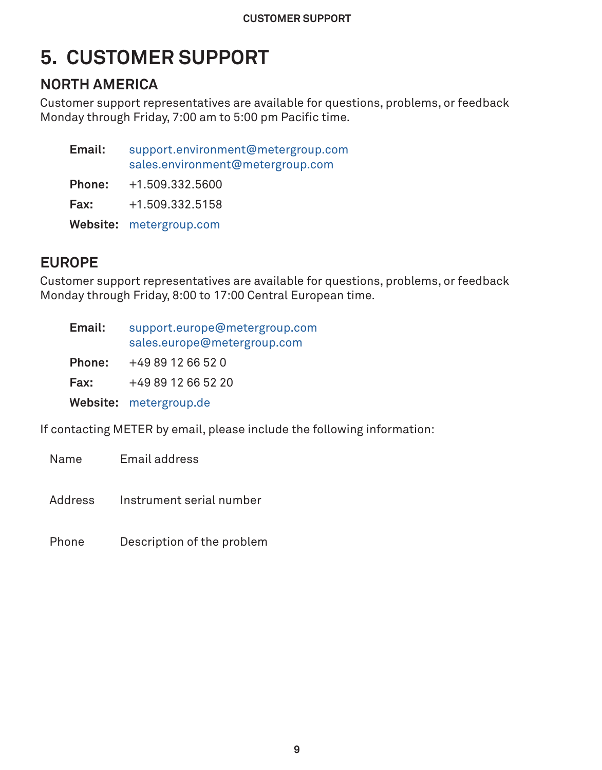# 5. CUSTOMER SUPPORT

## NORTH AMERICA

Customer support representatives are available for questions, problems, or feedback Monday through Friday, 7:00 am to 5:00 pm Pacific time.

| | |
|---|---|
| **Email:** | support.environment@metergroup.com<br>sales.environment@metergroup.com |
| **Phone:** | +1.509.332.5600 |
| **Fax:** | +1.509.332.5158 |
| **Website:** | metergroup.com |

## EUROPE

Customer support representatives are available for questions, problems, or feedback Monday through Friday, 8:00 to 17:00 Central European time.

| | |
|---|---|
| **Email:** | support.europe@metergroup.com<br>sales.europe@metergroup.com |
| **Phone:** | +49 89 12 66 52 0 |
| **Fax:** | +49 89 12 66 52 20 |
| **Website:** | metergroup.de |

If contacting METER by email, please include the following information:

| | |
|---|---|
| Name | Email address |
| Address | Instrument serial number |
| Phone | Description of the problem |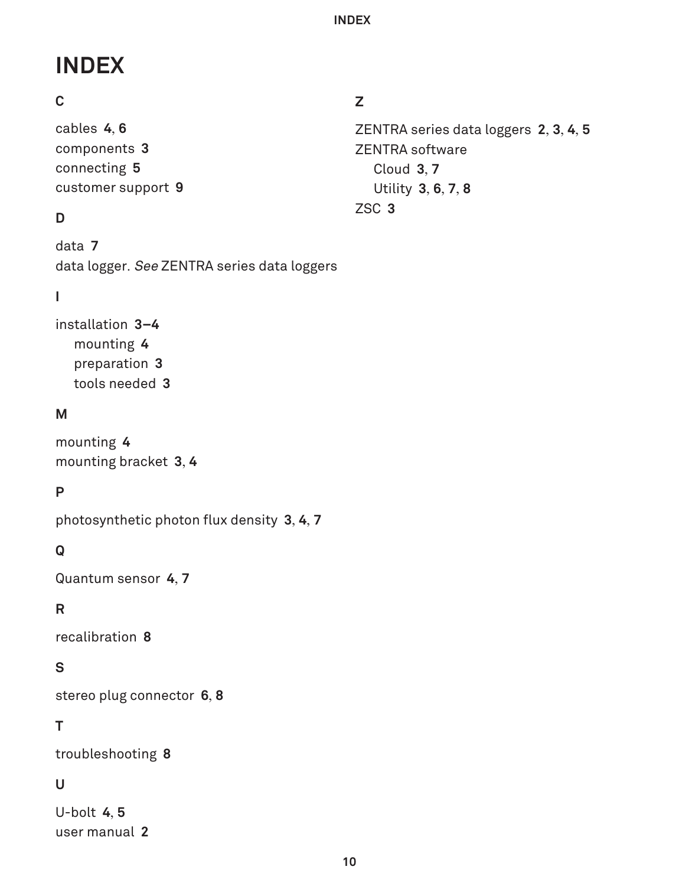# INDEX

## C

cables **4**, **6**
components **3**
connecting **5**
customer support **9**

## D

data **7**
data logger. *See* ZENTRA series data loggers

## I

installation **3–4**
- mounting **4**
- preparation **3**
- tools needed **3**

## M

mounting **4**
mounting bracket **3**, **4**

## P

photosynthetic photon flux density **3**, **4**, **7**

## Q

Quantum sensor **4**, **7**

## R

recalibration **8**

## S

stereo plug connector **6**, **8**

## T

troubleshooting **8**

## U

U-bolt **4**, **5**
user manual **2**

## Z

ZENTRA series data loggers **2**, **3**, **4**, **5**
ZENTRA software
- Cloud **3**, **7**
- Utility **3**, **6**, **7**, **8**

ZSC **3**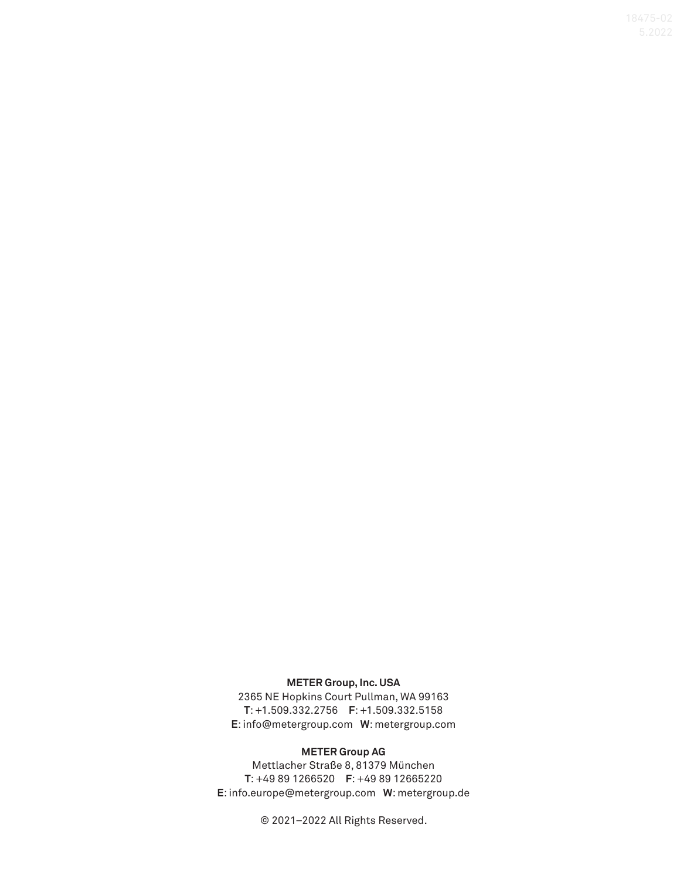18475-02
5.2022

**METER Group, Inc. USA**
2365 NE Hopkins Court Pullman, WA 99163
**T**: +1.509.332.2756 **F**: +1.509.332.5158
**E**: info@metergroup.com **W**: metergroup.com

**METER Group AG**
Mettlacher Straße 8, 81379 München
**T**: +49 89 1266520 **F**: +49 89 12665220
**E**: info.europe@metergroup.com **W**: metergroup.de

© 2021–2022 All Rights Reserved.